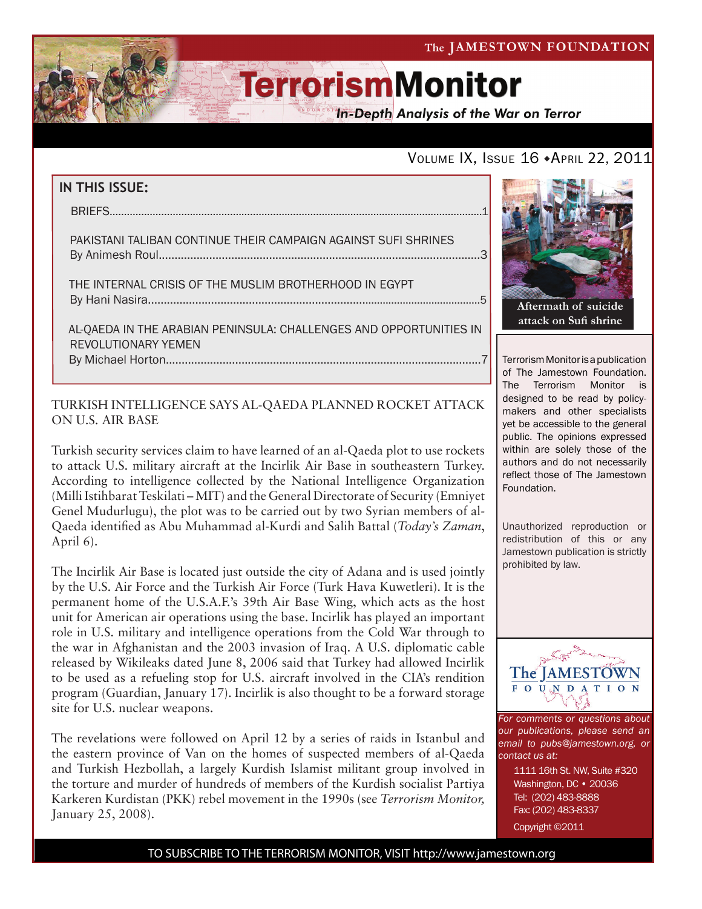The JAMESTOWN FOUNDATION

# TerrorismMonitor

*In-Depth Analysis of the War on Terror*

Volume IX, Issue 16 • April 22, 2011

## IN THIS ISSUE:

BRIEFS.....1

PAKISTANI TALIBAN CONTINUE THEIR CAMPAIGN AGAINST SUFI SHRINES
By Animesh Roul.....3

THE INTERNAL CRISIS OF THE MUSLIM BROTHERHOOD IN EGYPT
By Hani Nasira.....5

AL-QAEDA IN THE ARABIAN PENINSULA: CHALLENGES AND OPPORTUNITIES IN REVOLUTIONARY YEMEN
By Michael Horton.....7

**Aftermath of suicide attack on Sufi shrine**

Terrorism Monitor is a publication of The Jamestown Foundation. The Terrorism Monitor is designed to be read by policy-makers and other specialists yet be accessible to the general public. The opinions expressed within are solely those of the authors and do not necessarily reflect those of The Jamestown Foundation.

Unauthorized reproduction or redistribution of this or any Jamestown publication is strictly prohibited by law.

## TURKISH INTELLIGENCE SAYS AL-QAEDA PLANNED ROCKET ATTACK ON U.S. AIR BASE

Turkish security services claim to have learned of an al-Qaeda plot to use rockets to attack U.S. military aircraft at the Incirlik Air Base in southeastern Turkey. According to intelligence collected by the National Intelligence Organization (Milli Istihbarat Teskilati – MIT) and the General Directorate of Security (Emniyet Genel Mudurlugu), the plot was to be carried out by two Syrian members of al-Qaeda identified as Abu Muhammad al-Kurdi and Salih Battal (*Today's Zaman*, April 6).

The Incirlik Air Base is located just outside the city of Adana and is used jointly by the U.S. Air Force and the Turkish Air Force (Turk Hava Kuwetleri). It is the permanent home of the U.S.A.F.'s 39th Air Base Wing, which acts as the host unit for American air operations using the base. Incirlik has played an important role in U.S. military and intelligence operations from the Cold War through to the war in Afghanistan and the 2003 invasion of Iraq. A U.S. diplomatic cable released by Wikileaks dated June 8, 2006 said that Turkey had allowed Incirlik to be used as a refueling stop for U.S. aircraft involved in the CIA's rendition program (Guardian, January 17). Incirlik is also thought to be a forward storage site for U.S. nuclear weapons.

The revelations were followed on April 12 by a series of raids in Istanbul and the eastern province of Van on the homes of suspected members of al-Qaeda and Turkish Hezbollah, a largely Kurdish Islamist militant group involved in the torture and murder of hundreds of members of the Kurdish socialist Partiya Karkeren Kurdistan (PKK) rebel movement in the 1990s (see *Terrorism Monitor*, January 25, 2008).

The JAMESTOWN FOUNDATION

*For comments or questions about our publications, please send an email to pubs@jamestown.org, or contact us at:*

1111 16th St. NW, Suite #320
Washington, DC • 20036
Tel: (202) 483-8888
Fax: (202) 483-8337
Copyright ©2011

TO SUBSCRIBE TO THE TERRORISM MONITOR, VISIT http://www.jamestown.org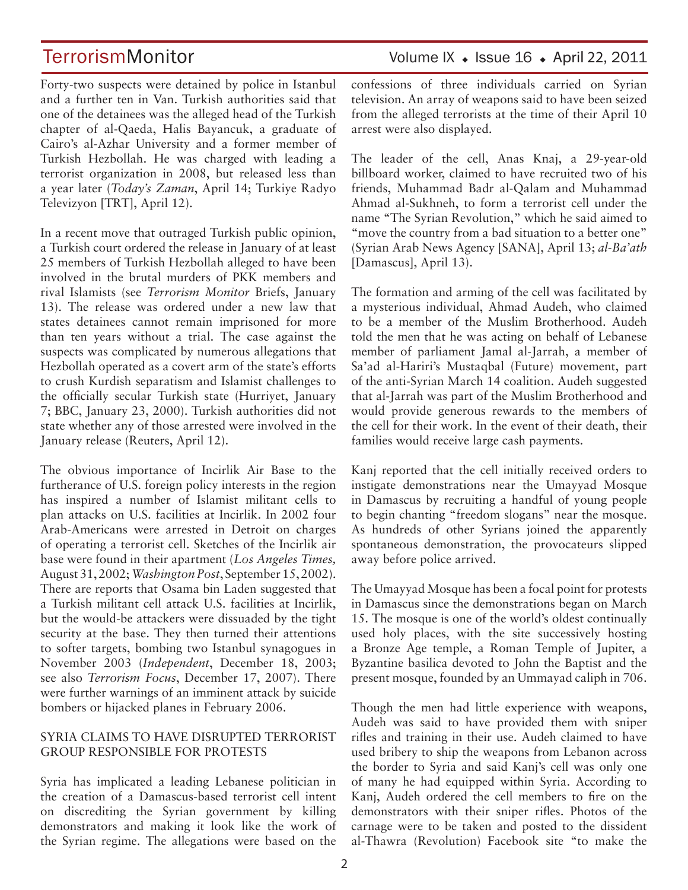Forty-two suspects were detained by police in Istanbul and a further ten in Van. Turkish authorities said that one of the detainees was the alleged head of the Turkish chapter of al-Qaeda, Halis Bayancuk, a graduate of Cairo's al-Azhar University and a former member of Turkish Hezbollah. He was charged with leading a terrorist organization in 2008, but released less than a year later (*Today's Zaman*, April 14; Turkiye Radyo Televizyon [TRT], April 12).

In a recent move that outraged Turkish public opinion, a Turkish court ordered the release in January of at least 25 members of Turkish Hezbollah alleged to have been involved in the brutal murders of PKK members and rival Islamists (see *Terrorism Monitor* Briefs, January 13). The release was ordered under a new law that states detainees cannot remain imprisoned for more than ten years without a trial. The case against the suspects was complicated by numerous allegations that Hezbollah operated as a covert arm of the state's efforts to crush Kurdish separatism and Islamist challenges to the officially secular Turkish state (Hurriyet, January 7; BBC, January 23, 2000). Turkish authorities did not state whether any of those arrested were involved in the January release (Reuters, April 12).

The obvious importance of Incirlik Air Base to the furtherance of U.S. foreign policy interests in the region has inspired a number of Islamist militant cells to plan attacks on U.S. facilities at Incirlik. In 2002 four Arab-Americans were arrested in Detroit on charges of operating a terrorist cell. Sketches of the Incirlik air base were found in their apartment (*Los Angeles Times,* August 31, 2002; *Washington Post*, September 15, 2002). There are reports that Osama bin Laden suggested that a Turkish militant cell attack U.S. facilities at Incirlik, but the would-be attackers were dissuaded by the tight security at the base. They then turned their attentions to softer targets, bombing two Istanbul synagogues in November 2003 (*Independent*, December 18, 2003; see also *Terrorism Focus*, December 17, 2007). There were further warnings of an imminent attack by suicide bombers or hijacked planes in February 2006.

## SYRIA CLAIMS TO HAVE DISRUPTED TERRORIST GROUP RESPONSIBLE FOR PROTESTS

Syria has implicated a leading Lebanese politician in the creation of a Damascus-based terrorist cell intent on discrediting the Syrian government by killing demonstrators and making it look like the work of the Syrian regime. The allegations were based on the confessions of three individuals carried on Syrian television. An array of weapons said to have been seized from the alleged terrorists at the time of their April 10 arrest were also displayed.

The leader of the cell, Anas Knaj, a 29-year-old billboard worker, claimed to have recruited two of his friends, Muhammad Badr al-Qalam and Muhammad Ahmad al-Sukhneh, to form a terrorist cell under the name "The Syrian Revolution," which he said aimed to "move the country from a bad situation to a better one" (Syrian Arab News Agency [SANA], April 13; *al-Ba'ath* [Damascus], April 13).

The formation and arming of the cell was facilitated by a mysterious individual, Ahmad Audeh, who claimed to be a member of the Muslim Brotherhood. Audeh told the men that he was acting on behalf of Lebanese member of parliament Jamal al-Jarrah, a member of Sa'ad al-Hariri's Mustaqbal (Future) movement, part of the anti-Syrian March 14 coalition. Audeh suggested that al-Jarrah was part of the Muslim Brotherhood and would provide generous rewards to the members of the cell for their work. In the event of their death, their families would receive large cash payments.

Kanj reported that the cell initially received orders to instigate demonstrations near the Umayyad Mosque in Damascus by recruiting a handful of young people to begin chanting "freedom slogans" near the mosque. As hundreds of other Syrians joined the apparently spontaneous demonstration, the provocateurs slipped away before police arrived.

The Umayyad Mosque has been a focal point for protests in Damascus since the demonstrations began on March 15. The mosque is one of the world's oldest continually used holy places, with the site successively hosting a Bronze Age temple, a Roman Temple of Jupiter, a Byzantine basilica devoted to John the Baptist and the present mosque, founded by an Ummayad caliph in 706.

Though the men had little experience with weapons, Audeh was said to have provided them with sniper rifles and training in their use. Audeh claimed to have used bribery to ship the weapons from Lebanon across the border to Syria and said Kanj's cell was only one of many he had equipped within Syria. According to Kanj, Audeh ordered the cell members to fire on the demonstrators with their sniper rifles. Photos of the carnage were to be taken and posted to the dissident al-Thawra (Revolution) Facebook site "to make the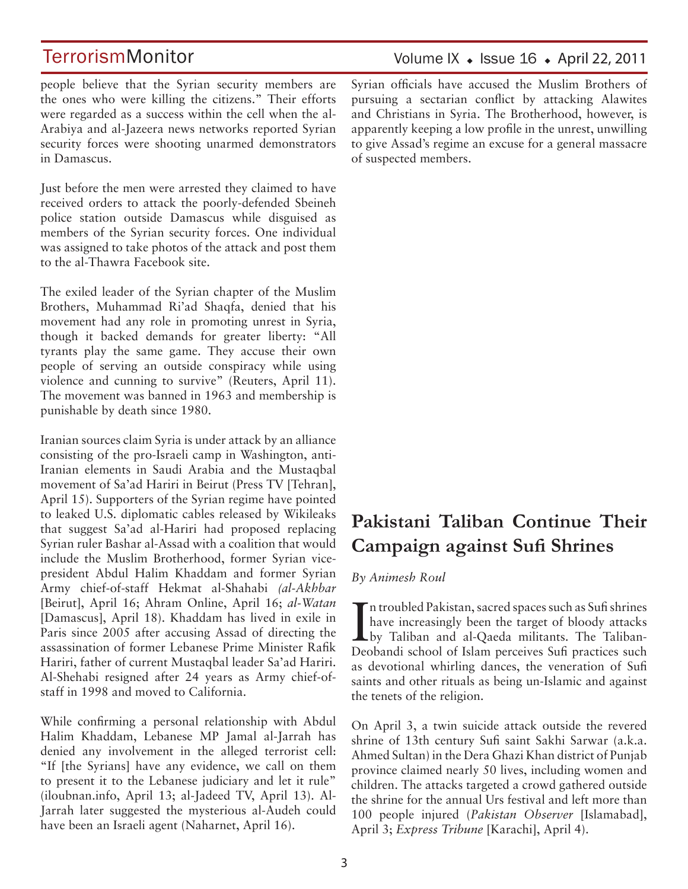people believe that the Syrian security members are the ones who were killing the citizens." Their efforts were regarded as a success within the cell when the al-Arabiya and al-Jazeera news networks reported Syrian security forces were shooting unarmed demonstrators in Damascus.

Just before the men were arrested they claimed to have received orders to attack the poorly-defended Sbeineh police station outside Damascus while disguised as members of the Syrian security forces. One individual was assigned to take photos of the attack and post them to the al-Thawra Facebook site.

The exiled leader of the Syrian chapter of the Muslim Brothers, Muhammad Ri'ad Shaqfa, denied that his movement had any role in promoting unrest in Syria, though it backed demands for greater liberty: "All tyrants play the same game. They accuse their own people of serving an outside conspiracy while using violence and cunning to survive" (Reuters, April 11). The movement was banned in 1963 and membership is punishable by death since 1980.

Iranian sources claim Syria is under attack by an alliance consisting of the pro-Israeli camp in Washington, anti-Iranian elements in Saudi Arabia and the Mustaqbal movement of Sa'ad Hariri in Beirut (Press TV [Tehran], April 15). Supporters of the Syrian regime have pointed to leaked U.S. diplomatic cables released by Wikileaks that suggest Sa'ad al-Hariri had proposed replacing Syrian ruler Bashar al-Assad with a coalition that would include the Muslim Brotherhood, former Syrian vice-president Abdul Halim Khaddam and former Syrian Army chief-of-staff Hekmat al-Shahabi *(al-Akhbar* [Beirut], April 16; Ahram Online, April 16; *al-Watan* [Damascus], April 18). Khaddam has lived in exile in Paris since 2005 after accusing Assad of directing the assassination of former Lebanese Prime Minister Rafik Hariri, father of current Mustaqbal leader Sa'ad Hariri. Al-Shehabi resigned after 24 years as Army chief-of-staff in 1998 and moved to California.

While confirming a personal relationship with Abdul Halim Khaddam, Lebanese MP Jamal al-Jarrah has denied any involvement in the alleged terrorist cell: "If [the Syrians] have any evidence, we call on them to present it to the Lebanese judiciary and let it rule" (iloubnan.info, April 13; al-Jadeed TV, April 13). Al-Jarrah later suggested the mysterious al-Audeh could have been an Israeli agent (Naharnet, April 16).

Syrian officials have accused the Muslim Brothers of pursuing a sectarian conflict by attacking Alawites and Christians in Syria. The Brotherhood, however, is apparently keeping a low profile in the unrest, unwilling to give Assad's regime an excuse for a general massacre of suspected members.

## Pakistani Taliban Continue Their Campaign against Sufi Shrines

*By Animesh Roul*

In troubled Pakistan, sacred spaces such as Sufi shrines have increasingly been the target of bloody attacks by Taliban and al-Qaeda militants. The Taliban-Deobandi school of Islam perceives Sufi practices such as devotional whirling dances, the veneration of Sufi saints and other rituals as being un-Islamic and against the tenets of the religion.

On April 3, a twin suicide attack outside the revered shrine of 13th century Sufi saint Sakhi Sarwar (a.k.a. Ahmed Sultan) in the Dera Ghazi Khan district of Punjab province claimed nearly 50 lives, including women and children. The attacks targeted a crowd gathered outside the shrine for the annual Urs festival and left more than 100 people injured (*Pakistan Observer* [Islamabad], April 3; *Express Tribune* [Karachi], April 4).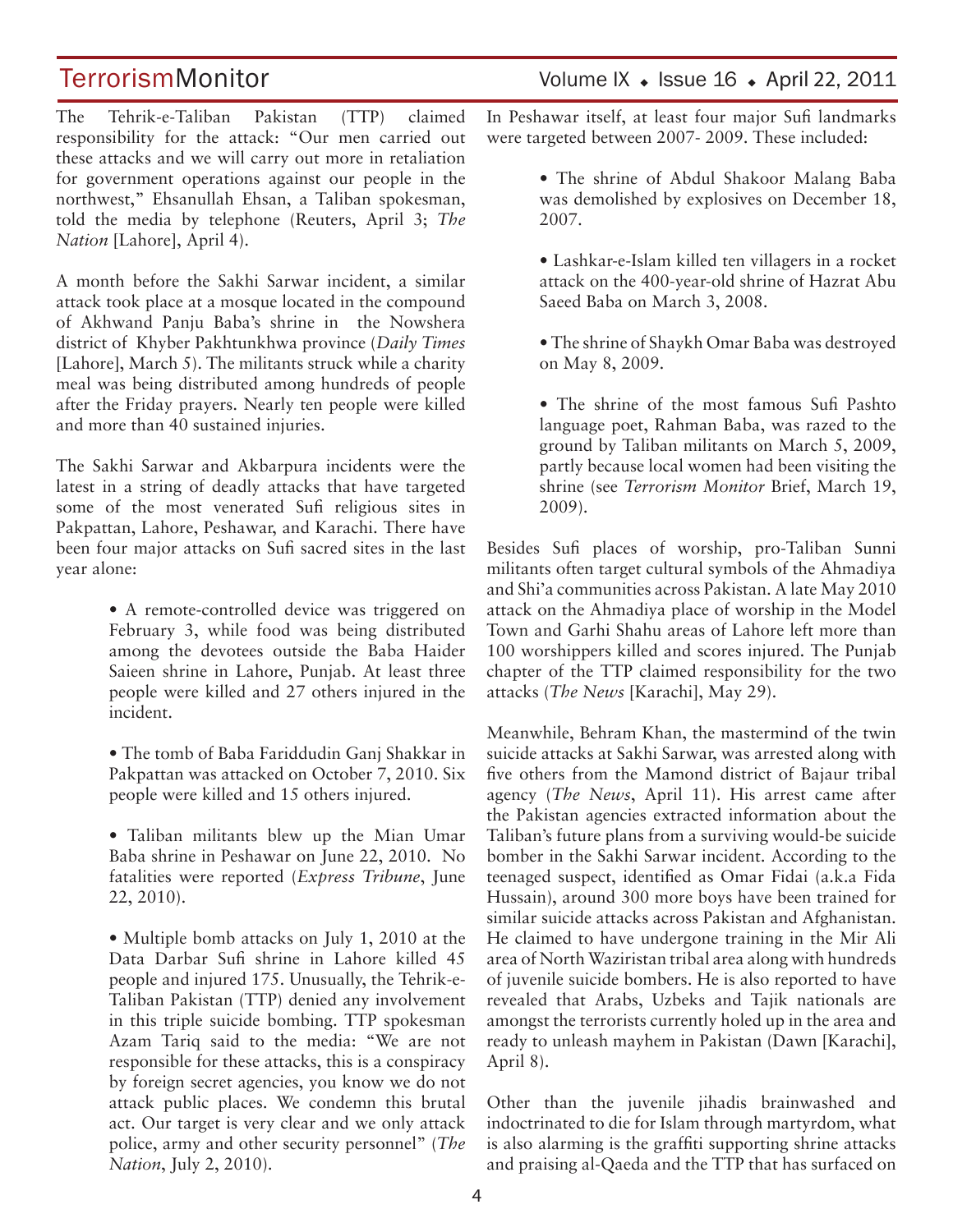The Tehrik-e-Taliban Pakistan (TTP) claimed responsibility for the attack: "Our men carried out these attacks and we will carry out more in retaliation for government operations against our people in the northwest," Ehsanullah Ehsan, a Taliban spokesman, told the media by telephone (Reuters, April 3; *The Nation* [Lahore], April 4).

A month before the Sakhi Sarwar incident, a similar attack took place at a mosque located in the compound of Akhwand Panju Baba's shrine in the Nowshera district of Khyber Pakhtunkhwa province (*Daily Times* [Lahore], March 5). The militants struck while a charity meal was being distributed among hundreds of people after the Friday prayers. Nearly ten people were killed and more than 40 sustained injuries.

The Sakhi Sarwar and Akbarpura incidents were the latest in a string of deadly attacks that have targeted some of the most venerated Sufi religious sites in Pakpattan, Lahore, Peshawar, and Karachi. There have been four major attacks on Sufi sacred sites in the last year alone:

- A remote-controlled device was triggered on February 3, while food was being distributed among the devotees outside the Baba Haider Saieen shrine in Lahore, Punjab. At least three people were killed and 27 others injured in the incident.
- The tomb of Baba Fariddudin Ganj Shakkar in Pakpattan was attacked on October 7, 2010. Six people were killed and 15 others injured.
- Taliban militants blew up the Mian Umar Baba shrine in Peshawar on June 22, 2010. No fatalities were reported (*Express Tribune*, June 22, 2010).
- Multiple bomb attacks on July 1, 2010 at the Data Darbar Sufi shrine in Lahore killed 45 people and injured 175. Unusually, the Tehrik-e-Taliban Pakistan (TTP) denied any involvement in this triple suicide bombing. TTP spokesman Azam Tariq said to the media: "We are not responsible for these attacks, this is a conspiracy by foreign secret agencies, you know we do not attack public places. We condemn this brutal act. Our target is very clear and we only attack police, army and other security personnel" (*The Nation*, July 2, 2010).

In Peshawar itself, at least four major Sufi landmarks were targeted between 2007- 2009. These included:

- The shrine of Abdul Shakoor Malang Baba was demolished by explosives on December 18, 2007.
- Lashkar-e-Islam killed ten villagers in a rocket attack on the 400-year-old shrine of Hazrat Abu Saeed Baba on March 3, 2008.
- The shrine of Shaykh Omar Baba was destroyed on May 8, 2009.
- The shrine of the most famous Sufi Pashto language poet, Rahman Baba, was razed to the ground by Taliban militants on March 5, 2009, partly because local women had been visiting the shrine (see *Terrorism Monitor* Brief, March 19, 2009).

Besides Sufi places of worship, pro-Taliban Sunni militants often target cultural symbols of the Ahmadiya and Shi'a communities across Pakistan. A late May 2010 attack on the Ahmadiya place of worship in the Model Town and Garhi Shahu areas of Lahore left more than 100 worshippers killed and scores injured. The Punjab chapter of the TTP claimed responsibility for the two attacks (*The News* [Karachi], May 29).

Meanwhile, Behram Khan, the mastermind of the twin suicide attacks at Sakhi Sarwar, was arrested along with five others from the Mamond district of Bajaur tribal agency (*The News*, April 11). His arrest came after the Pakistan agencies extracted information about the Taliban's future plans from a surviving would-be suicide bomber in the Sakhi Sarwar incident. According to the teenaged suspect, identified as Omar Fidai (a.k.a Fida Hussain), around 300 more boys have been trained for similar suicide attacks across Pakistan and Afghanistan. He claimed to have undergone training in the Mir Ali area of North Waziristan tribal area along with hundreds of juvenile suicide bombers. He is also reported to have revealed that Arabs, Uzbeks and Tajik nationals are amongst the terrorists currently holed up in the area and ready to unleash mayhem in Pakistan (Dawn [Karachi], April 8).

Other than the juvenile jihadis brainwashed and indoctrinated to die for Islam through martyrdom, what is also alarming is the graffiti supporting shrine attacks and praising al-Qaeda and the TTP that has surfaced on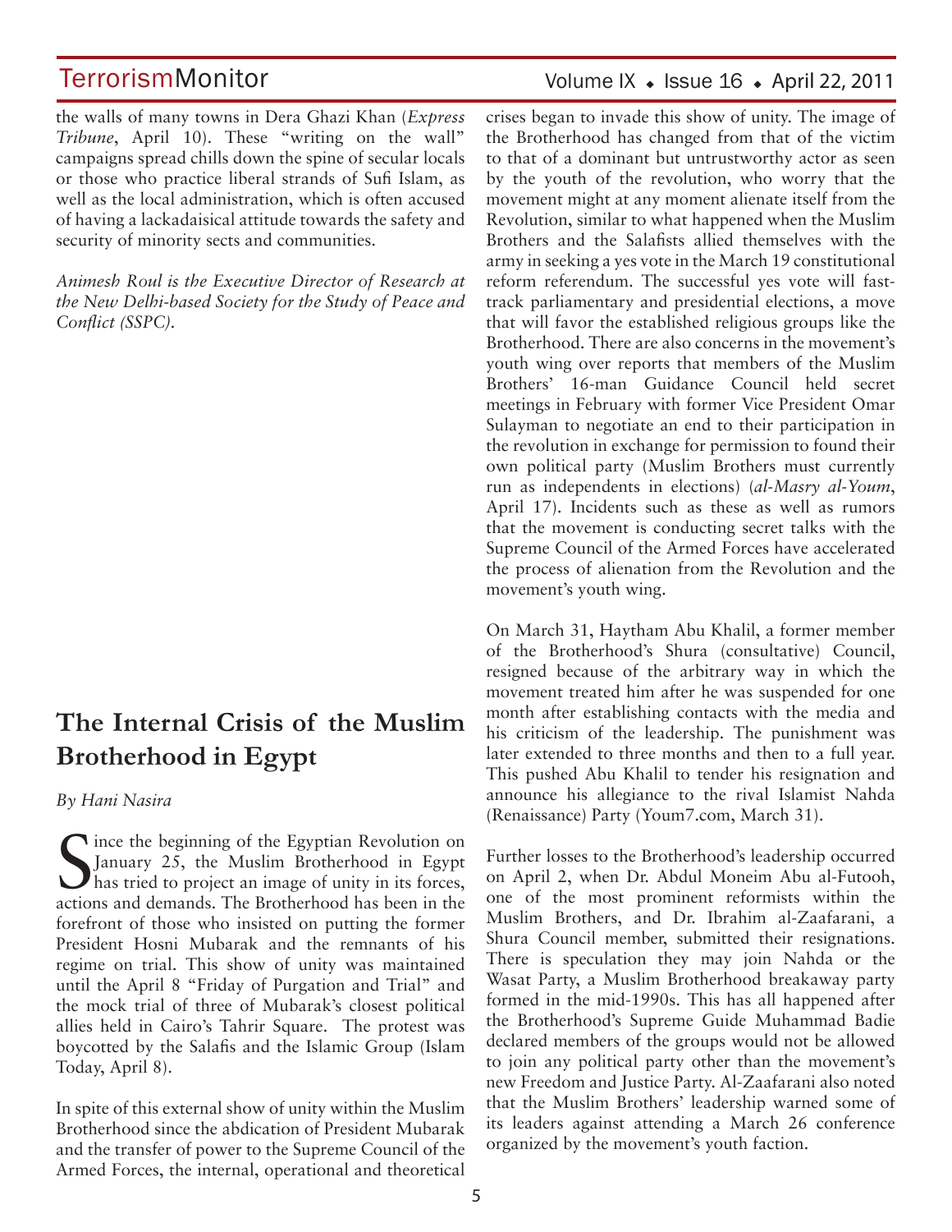the walls of many towns in Dera Ghazi Khan (*Express Tribune*, April 10). These "writing on the wall" campaigns spread chills down the spine of secular locals or those who practice liberal strands of Sufi Islam, as well as the local administration, which is often accused of having a lackadaisical attitude towards the safety and security of minority sects and communities.

*Animesh Roul is the Executive Director of Research at the New Delhi-based Society for the Study of Peace and Conflict (SSPC).*

## The Internal Crisis of the Muslim Brotherhood in Egypt

*By Hani Nasira*

Since the beginning of the Egyptian Revolution on January 25, the Muslim Brotherhood in Egypt has tried to project an image of unity in its forces, actions and demands. The Brotherhood has been in the forefront of those who insisted on putting the former President Hosni Mubarak and the remnants of his regime on trial. This show of unity was maintained until the April 8 "Friday of Purgation and Trial" and the mock trial of three of Mubarak's closest political allies held in Cairo's Tahrir Square. The protest was boycotted by the Salafis and the Islamic Group (Islam Today, April 8).

In spite of this external show of unity within the Muslim Brotherhood since the abdication of President Mubarak and the transfer of power to the Supreme Council of the Armed Forces, the internal, operational and theoretical crises began to invade this show of unity. The image of the Brotherhood has changed from that of the victim to that of a dominant but untrustworthy actor as seen by the youth of the revolution, who worry that the movement might at any moment alienate itself from the Revolution, similar to what happened when the Muslim Brothers and the Salafists allied themselves with the army in seeking a yes vote in the March 19 constitutional reform referendum. The successful yes vote will fast-track parliamentary and presidential elections, a move that will favor the established religious groups like the Brotherhood. There are also concerns in the movement's youth wing over reports that members of the Muslim Brothers' 16-man Guidance Council held secret meetings in February with former Vice President Omar Sulayman to negotiate an end to their participation in the revolution in exchange for permission to found their own political party (Muslim Brothers must currently run as independents in elections) (*al-Masry al-Youm*, April 17). Incidents such as these as well as rumors that the movement is conducting secret talks with the Supreme Council of the Armed Forces have accelerated the process of alienation from the Revolution and the movement's youth wing.

On March 31, Haytham Abu Khalil, a former member of the Brotherhood's Shura (consultative) Council, resigned because of the arbitrary way in which the movement treated him after he was suspended for one month after establishing contacts with the media and his criticism of the leadership. The punishment was later extended to three months and then to a full year. This pushed Abu Khalil to tender his resignation and announce his allegiance to the rival Islamist Nahda (Renaissance) Party (Youm7.com, March 31).

Further losses to the Brotherhood's leadership occurred on April 2, when Dr. Abdul Moneim Abu al-Futooh, one of the most prominent reformists within the Muslim Brothers, and Dr. Ibrahim al-Zaafarani, a Shura Council member, submitted their resignations. There is speculation they may join Nahda or the Wasat Party, a Muslim Brotherhood breakaway party formed in the mid-1990s. This has all happened after the Brotherhood's Supreme Guide Muhammad Badie declared members of the groups would not be allowed to join any political party other than the movement's new Freedom and Justice Party. Al-Zaafarani also noted that the Muslim Brothers' leadership warned some of its leaders against attending a March 26 conference organized by the movement's youth faction.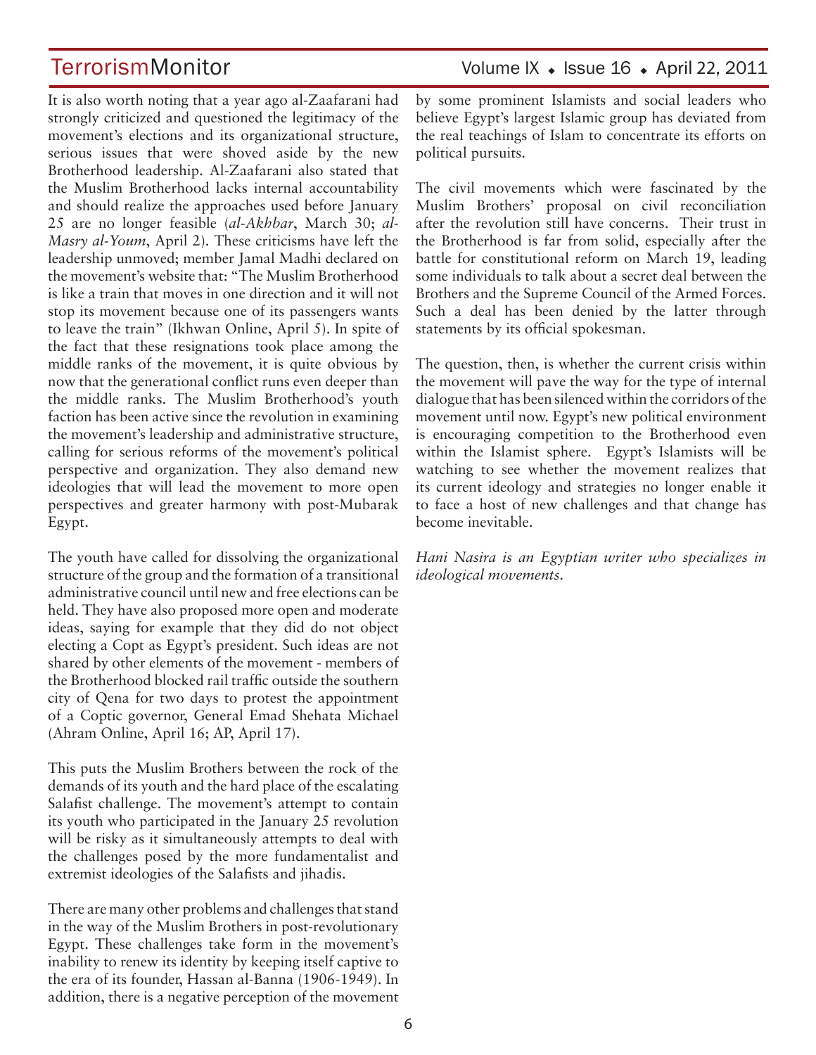It is also worth noting that a year ago al-Zaafarani had strongly criticized and questioned the legitimacy of the movement's elections and its organizational structure, serious issues that were shoved aside by the new Brotherhood leadership. Al-Zaafarani also stated that the Muslim Brotherhood lacks internal accountability and should realize the approaches used before January 25 are no longer feasible (*al-Akhbar*, March 30; *al-Masry al-Youm*, April 2). These criticisms have left the leadership unmoved; member Jamal Madhi declared on the movement's website that: "The Muslim Brotherhood is like a train that moves in one direction and it will not stop its movement because one of its passengers wants to leave the train" (Ikhwan Online, April 5). In spite of the fact that these resignations took place among the middle ranks of the movement, it is quite obvious by now that the generational conflict runs even deeper than the middle ranks. The Muslim Brotherhood's youth faction has been active since the revolution in examining the movement's leadership and administrative structure, calling for serious reforms of the movement's political perspective and organization. They also demand new ideologies that will lead the movement to more open perspectives and greater harmony with post-Mubarak Egypt.

The youth have called for dissolving the organizational structure of the group and the formation of a transitional administrative council until new and free elections can be held. They have also proposed more open and moderate ideas, saying for example that they did do not object electing a Copt as Egypt's president. Such ideas are not shared by other elements of the movement - members of the Brotherhood blocked rail traffic outside the southern city of Qena for two days to protest the appointment of a Coptic governor, General Emad Shehata Michael (Ahram Online, April 16; AP, April 17).

This puts the Muslim Brothers between the rock of the demands of its youth and the hard place of the escalating Salafist challenge. The movement's attempt to contain its youth who participated in the January 25 revolution will be risky as it simultaneously attempts to deal with the challenges posed by the more fundamentalist and extremist ideologies of the Salafists and jihadis.

There are many other problems and challenges that stand in the way of the Muslim Brothers in post-revolutionary Egypt. These challenges take form in the movement's inability to renew its identity by keeping itself captive to the era of its founder, Hassan al-Banna (1906-1949). In addition, there is a negative perception of the movement by some prominent Islamists and social leaders who believe Egypt's largest Islamic group has deviated from the real teachings of Islam to concentrate its efforts on political pursuits.

The civil movements which were fascinated by the Muslim Brothers' proposal on civil reconciliation after the revolution still have concerns. Their trust in the Brotherhood is far from solid, especially after the battle for constitutional reform on March 19, leading some individuals to talk about a secret deal between the Brothers and the Supreme Council of the Armed Forces. Such a deal has been denied by the latter through statements by its official spokesman.

The question, then, is whether the current crisis within the movement will pave the way for the type of internal dialogue that has been silenced within the corridors of the movement until now. Egypt's new political environment is encouraging competition to the Brotherhood even within the Islamist sphere. Egypt's Islamists will be watching to see whether the movement realizes that its current ideology and strategies no longer enable it to face a host of new challenges and that change has become inevitable.

*Hani Nasira is an Egyptian writer who specializes in ideological movements.*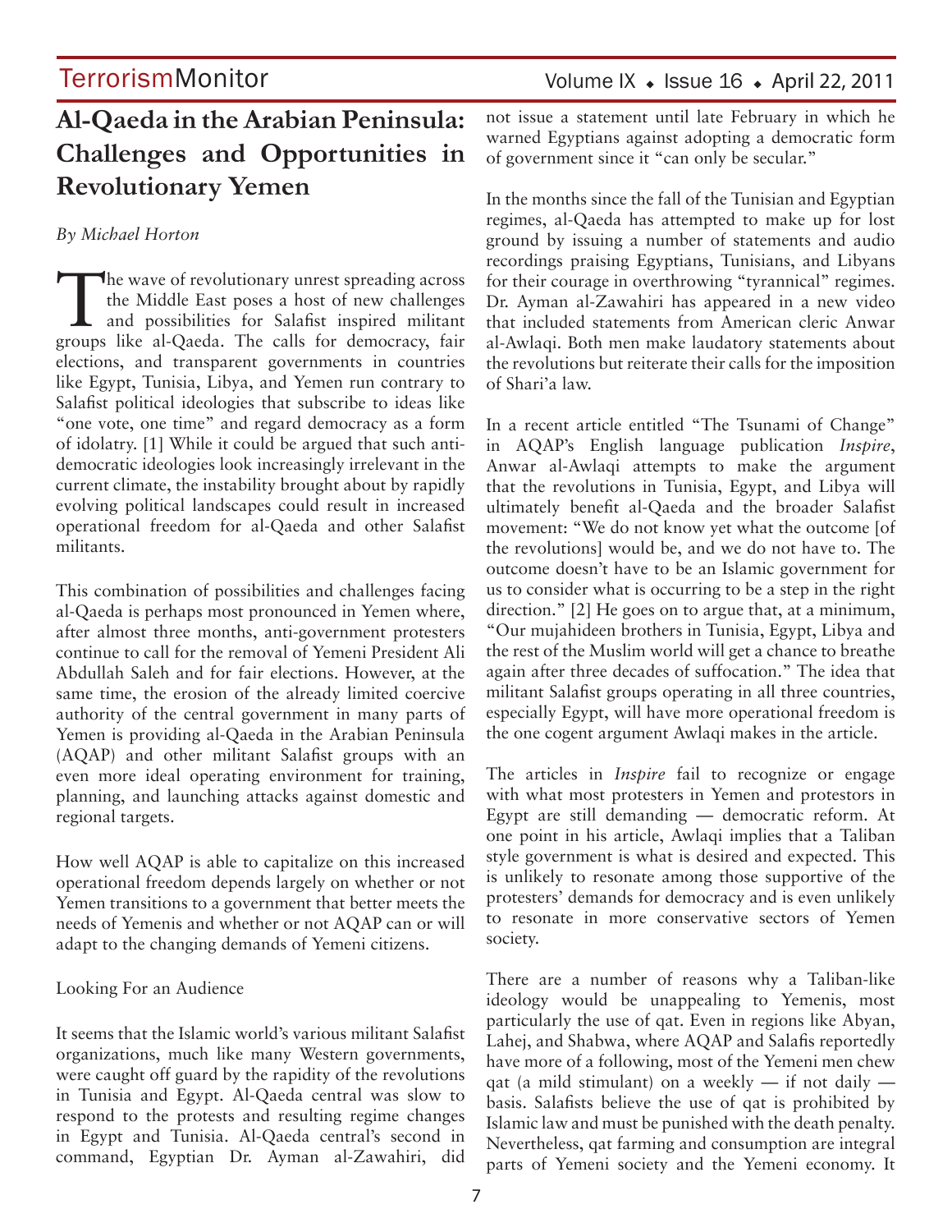# Al-Qaeda in the Arabian Peninsula: Challenges and Opportunities in Revolutionary Yemen

*By Michael Horton*

The wave of revolutionary unrest spreading across the Middle East poses a host of new challenges and possibilities for Salafist inspired militant groups like al-Qaeda. The calls for democracy, fair elections, and transparent governments in countries like Egypt, Tunisia, Libya, and Yemen run contrary to Salafist political ideologies that subscribe to ideas like "one vote, one time" and regard democracy as a form of idolatry. [1] While it could be argued that such anti-democratic ideologies look increasingly irrelevant in the current climate, the instability brought about by rapidly evolving political landscapes could result in increased operational freedom for al-Qaeda and other Salafist militants.

This combination of possibilities and challenges facing al-Qaeda is perhaps most pronounced in Yemen where, after almost three months, anti-government protesters continue to call for the removal of Yemeni President Ali Abdullah Saleh and for fair elections. However, at the same time, the erosion of the already limited coercive authority of the central government in many parts of Yemen is providing al-Qaeda in the Arabian Peninsula (AQAP) and other militant Salafist groups with an even more ideal operating environment for training, planning, and launching attacks against domestic and regional targets.

How well AQAP is able to capitalize on this increased operational freedom depends largely on whether or not Yemen transitions to a government that better meets the needs of Yemenis and whether or not AQAP can or will adapt to the changing demands of Yemeni citizens.

## Looking For an Audience

It seems that the Islamic world's various militant Salafist organizations, much like many Western governments, were caught off guard by the rapidity of the revolutions in Tunisia and Egypt. Al-Qaeda central was slow to respond to the protests and resulting regime changes in Egypt and Tunisia. Al-Qaeda central's second in command, Egyptian Dr. Ayman al-Zawahiri, did not issue a statement until late February in which he warned Egyptians against adopting a democratic form of government since it "can only be secular."

In the months since the fall of the Tunisian and Egyptian regimes, al-Qaeda has attempted to make up for lost ground by issuing a number of statements and audio recordings praising Egyptians, Tunisians, and Libyans for their courage in overthrowing "tyrannical" regimes. Dr. Ayman al-Zawahiri has appeared in a new video that included statements from American cleric Anwar al-Awlaqi. Both men make laudatory statements about the revolutions but reiterate their calls for the imposition of Shari'a law.

In a recent article entitled "The Tsunami of Change" in AQAP's English language publication *Inspire*, Anwar al-Awlaqi attempts to make the argument that the revolutions in Tunisia, Egypt, and Libya will ultimately benefit al-Qaeda and the broader Salafist movement: "We do not know yet what the outcome [of the revolutions] would be, and we do not have to. The outcome doesn't have to be an Islamic government for us to consider what is occurring to be a step in the right direction." [2] He goes on to argue that, at a minimum, "Our mujahideen brothers in Tunisia, Egypt, Libya and the rest of the Muslim world will get a chance to breathe again after three decades of suffocation." The idea that militant Salafist groups operating in all three countries, especially Egypt, will have more operational freedom is the one cogent argument Awlaqi makes in the article.

The articles in *Inspire* fail to recognize or engage with what most protesters in Yemen and protestors in Egypt are still demanding — democratic reform. At one point in his article, Awlaqi implies that a Taliban style government is what is desired and expected. This is unlikely to resonate among those supportive of the protesters' demands for democracy and is even unlikely to resonate in more conservative sectors of Yemen society.

There are a number of reasons why a Taliban-like ideology would be unappealing to Yemenis, most particularly the use of qat. Even in regions like Abyan, Lahej, and Shabwa, where AQAP and Salafis reportedly have more of a following, most of the Yemeni men chew qat (a mild stimulant) on a weekly — if not daily — basis. Salafists believe the use of qat is prohibited by Islamic law and must be punished with the death penalty. Nevertheless, qat farming and consumption are integral parts of Yemeni society and the Yemeni economy. It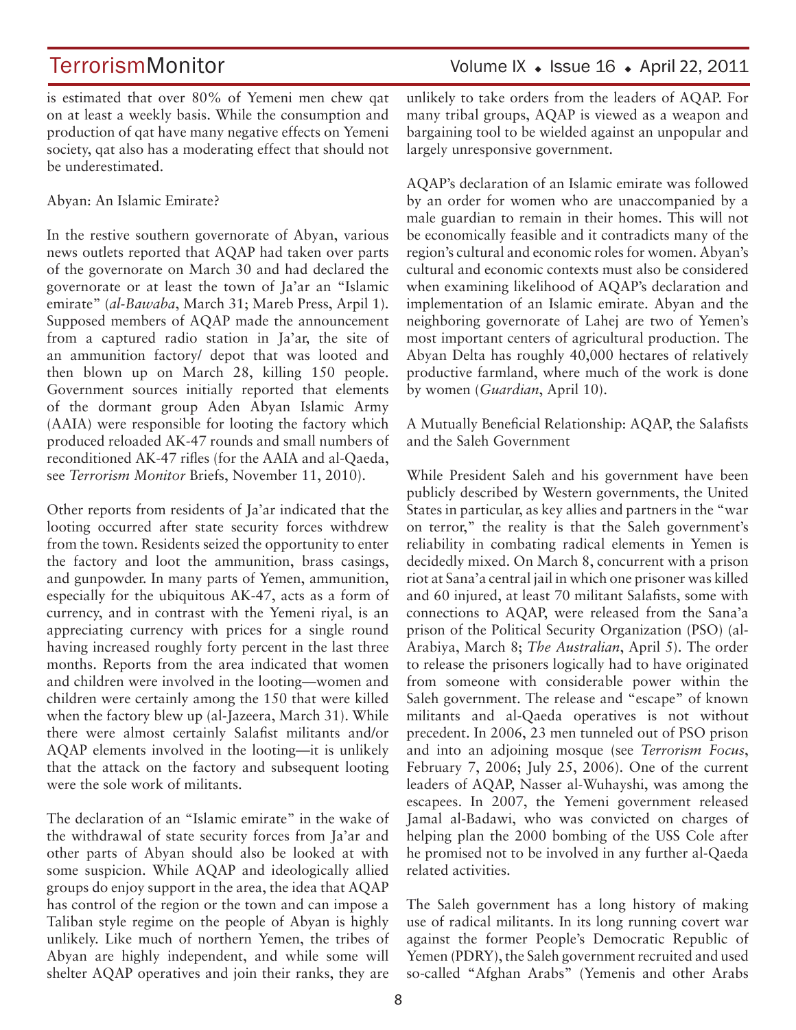is estimated that over 80% of Yemeni men chew qat on at least a weekly basis. While the consumption and production of qat have many negative effects on Yemeni society, qat also has a moderating effect that should not be underestimated.

## Abyan: An Islamic Emirate?

In the restive southern governorate of Abyan, various news outlets reported that AQAP had taken over parts of the governorate on March 30 and had declared the governorate or at least the town of Ja'ar an "Islamic emirate" (*al-Bawaba*, March 31; Mareb Press, Arpil 1). Supposed members of AQAP made the announcement from a captured radio station in Ja'ar, the site of an ammunition factory/ depot that was looted and then blown up on March 28, killing 150 people. Government sources initially reported that elements of the dormant group Aden Abyan Islamic Army (AAIA) were responsible for looting the factory which produced reloaded AK-47 rounds and small numbers of reconditioned AK-47 rifles (for the AAIA and al-Qaeda, see *Terrorism Monitor* Briefs, November 11, 2010).

Other reports from residents of Ja'ar indicated that the looting occurred after state security forces withdrew from the town. Residents seized the opportunity to enter the factory and loot the ammunition, brass casings, and gunpowder. In many parts of Yemen, ammunition, especially for the ubiquitous AK-47, acts as a form of currency, and in contrast with the Yemeni riyal, is an appreciating currency with prices for a single round having increased roughly forty percent in the last three months. Reports from the area indicated that women and children were involved in the looting—women and children were certainly among the 150 that were killed when the factory blew up (al-Jazeera, March 31). While there were almost certainly Salafist militants and/or AQAP elements involved in the looting—it is unlikely that the attack on the factory and subsequent looting were the sole work of militants.

The declaration of an "Islamic emirate" in the wake of the withdrawal of state security forces from Ja'ar and other parts of Abyan should also be looked at with some suspicion. While AQAP and ideologically allied groups do enjoy support in the area, the idea that AQAP has control of the region or the town and can impose a Taliban style regime on the people of Abyan is highly unlikely. Like much of northern Yemen, the tribes of Abyan are highly independent, and while some will shelter AQAP operatives and join their ranks, they are unlikely to take orders from the leaders of AQAP. For many tribal groups, AQAP is viewed as a weapon and bargaining tool to be wielded against an unpopular and largely unresponsive government.

AQAP's declaration of an Islamic emirate was followed by an order for women who are unaccompanied by a male guardian to remain in their homes. This will not be economically feasible and it contradicts many of the region's cultural and economic roles for women. Abyan's cultural and economic contexts must also be considered when examining likelihood of AQAP's declaration and implementation of an Islamic emirate. Abyan and the neighboring governorate of Lahej are two of Yemen's most important centers of agricultural production. The Abyan Delta has roughly 40,000 hectares of relatively productive farmland, where much of the work is done by women (*Guardian*, April 10).

## A Mutually Beneficial Relationship: AQAP, the Salafists and the Saleh Government

While President Saleh and his government have been publicly described by Western governments, the United States in particular, as key allies and partners in the "war on terror," the reality is that the Saleh government's reliability in combating radical elements in Yemen is decidedly mixed. On March 8, concurrent with a prison riot at Sana'a central jail in which one prisoner was killed and 60 injured, at least 70 militant Salafists, some with connections to AQAP, were released from the Sana'a prison of the Political Security Organization (PSO) (al-Arabiya, March 8; *The Australian*, April 5). The order to release the prisoners logically had to have originated from someone with considerable power within the Saleh government. The release and "escape" of known militants and al-Qaeda operatives is not without precedent. In 2006, 23 men tunneled out of PSO prison and into an adjoining mosque (see *Terrorism Focus*, February 7, 2006; July 25, 2006). One of the current leaders of AQAP, Nasser al-Wuhayshi, was among the escapees. In 2007, the Yemeni government released Jamal al-Badawi, who was convicted on charges of helping plan the 2000 bombing of the USS Cole after he promised not to be involved in any further al-Qaeda related activities.

The Saleh government has a long history of making use of radical militants. In its long running covert war against the former People's Democratic Republic of Yemen (PDRY), the Saleh government recruited and used so-called "Afghan Arabs" (Yemenis and other Arabs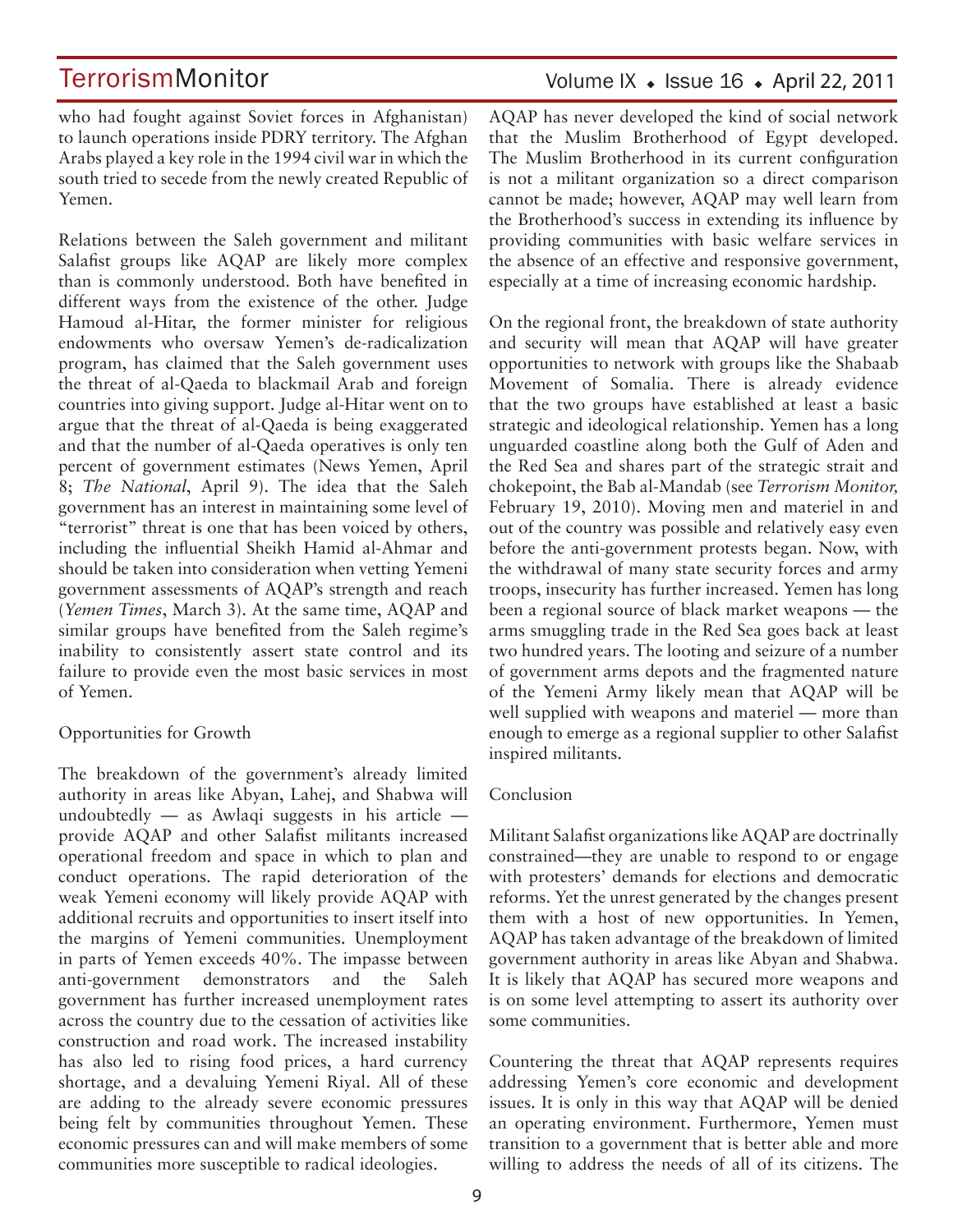who had fought against Soviet forces in Afghanistan) to launch operations inside PDRY territory. The Afghan Arabs played a key role in the 1994 civil war in which the south tried to secede from the newly created Republic of Yemen.

Relations between the Saleh government and militant Salafist groups like AQAP are likely more complex than is commonly understood. Both have benefited in different ways from the existence of the other. Judge Hamoud al-Hitar, the former minister for religious endowments who oversaw Yemen's de-radicalization program, has claimed that the Saleh government uses the threat of al-Qaeda to blackmail Arab and foreign countries into giving support. Judge al-Hitar went on to argue that the threat of al-Qaeda is being exaggerated and that the number of al-Qaeda operatives is only ten percent of government estimates (News Yemen, April 8; *The National*, April 9). The idea that the Saleh government has an interest in maintaining some level of "terrorist" threat is one that has been voiced by others, including the influential Sheikh Hamid al-Ahmar and should be taken into consideration when vetting Yemeni government assessments of AQAP's strength and reach (*Yemen Times*, March 3). At the same time, AQAP and similar groups have benefited from the Saleh regime's inability to consistently assert state control and its failure to provide even the most basic services in most of Yemen.

Opportunities for Growth

The breakdown of the government's already limited authority in areas like Abyan, Lahej, and Shabwa will undoubtedly — as Awlaqi suggests in his article — provide AQAP and other Salafist militants increased operational freedom and space in which to plan and conduct operations. The rapid deterioration of the weak Yemeni economy will likely provide AQAP with additional recruits and opportunities to insert itself into the margins of Yemeni communities. Unemployment in parts of Yemen exceeds 40%. The impasse between anti-government demonstrators and the Saleh government has further increased unemployment rates across the country due to the cessation of activities like construction and road work. The increased instability has also led to rising food prices, a hard currency shortage, and a devaluing Yemeni Riyal. All of these are adding to the already severe economic pressures being felt by communities throughout Yemen. These economic pressures can and will make members of some communities more susceptible to radical ideologies.

AQAP has never developed the kind of social network that the Muslim Brotherhood of Egypt developed. The Muslim Brotherhood in its current configuration is not a militant organization so a direct comparison cannot be made; however, AQAP may well learn from the Brotherhood's success in extending its influence by providing communities with basic welfare services in the absence of an effective and responsive government, especially at a time of increasing economic hardship.

On the regional front, the breakdown of state authority and security will mean that AQAP will have greater opportunities to network with groups like the Shabaab Movement of Somalia. There is already evidence that the two groups have established at least a basic strategic and ideological relationship. Yemen has a long unguarded coastline along both the Gulf of Aden and the Red Sea and shares part of the strategic strait and chokepoint, the Bab al-Mandab (see *Terrorism Monitor,* February 19, 2010). Moving men and materiel in and out of the country was possible and relatively easy even before the anti-government protests began. Now, with the withdrawal of many state security forces and army troops, insecurity has further increased. Yemen has long been a regional source of black market weapons — the arms smuggling trade in the Red Sea goes back at least two hundred years. The looting and seizure of a number of government arms depots and the fragmented nature of the Yemeni Army likely mean that AQAP will be well supplied with weapons and materiel — more than enough to emerge as a regional supplier to other Salafist inspired militants.

Conclusion

Militant Salafist organizations like AQAP are doctrinally constrained—they are unable to respond to or engage with protesters' demands for elections and democratic reforms. Yet the unrest generated by the changes present them with a host of new opportunities. In Yemen, AQAP has taken advantage of the breakdown of limited government authority in areas like Abyan and Shabwa. It is likely that AQAP has secured more weapons and is on some level attempting to assert its authority over some communities.

Countering the threat that AQAP represents requires addressing Yemen's core economic and development issues. It is only in this way that AQAP will be denied an operating environment. Furthermore, Yemen must transition to a government that is better able and more willing to address the needs of all of its citizens. The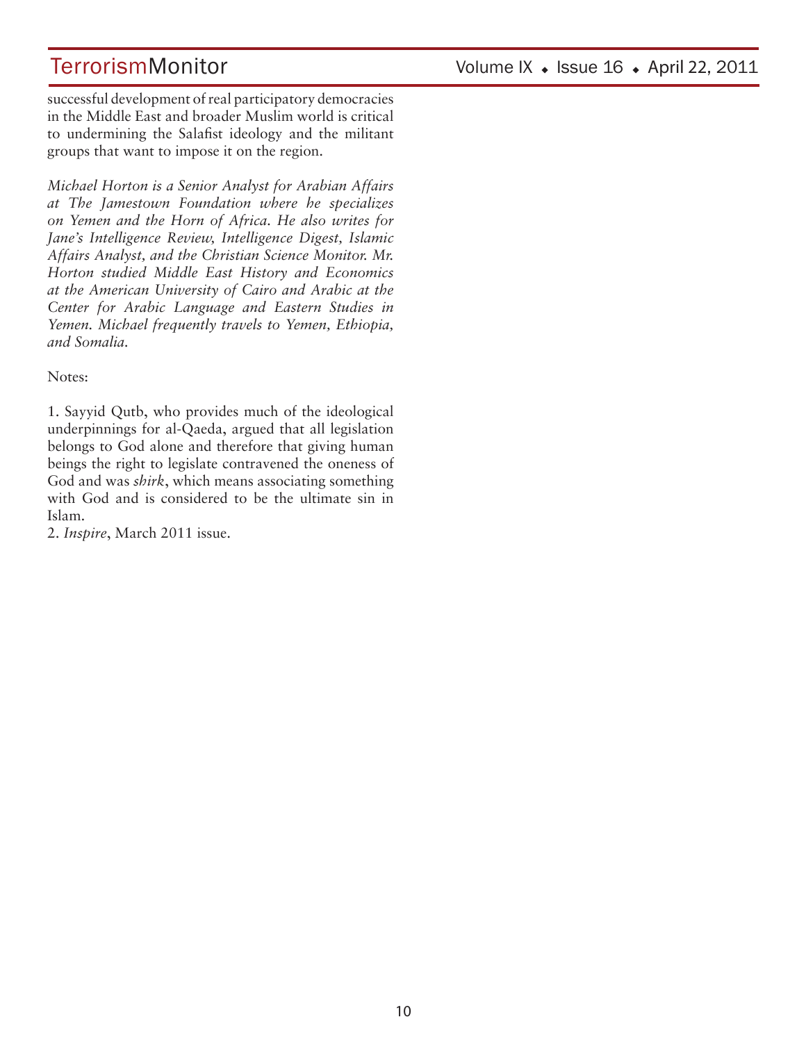successful development of real participatory democracies in the Middle East and broader Muslim world is critical to undermining the Salafist ideology and the militant groups that want to impose it on the region.

*Michael Horton is a Senior Analyst for Arabian Affairs at The Jamestown Foundation where he specializes on Yemen and the Horn of Africa. He also writes for Jane's Intelligence Review, Intelligence Digest, Islamic Affairs Analyst, and the Christian Science Monitor. Mr. Horton studied Middle East History and Economics at the American University of Cairo and Arabic at the Center for Arabic Language and Eastern Studies in Yemen. Michael frequently travels to Yemen, Ethiopia, and Somalia.*

Notes:

1. Sayyid Qutb, who provides much of the ideological underpinnings for al-Qaeda, argued that all legislation belongs to God alone and therefore that giving human beings the right to legislate contravened the oneness of God and was *shirk*, which means associating something with God and is considered to be the ultimate sin in Islam.
2. *Inspire*, March 2011 issue.